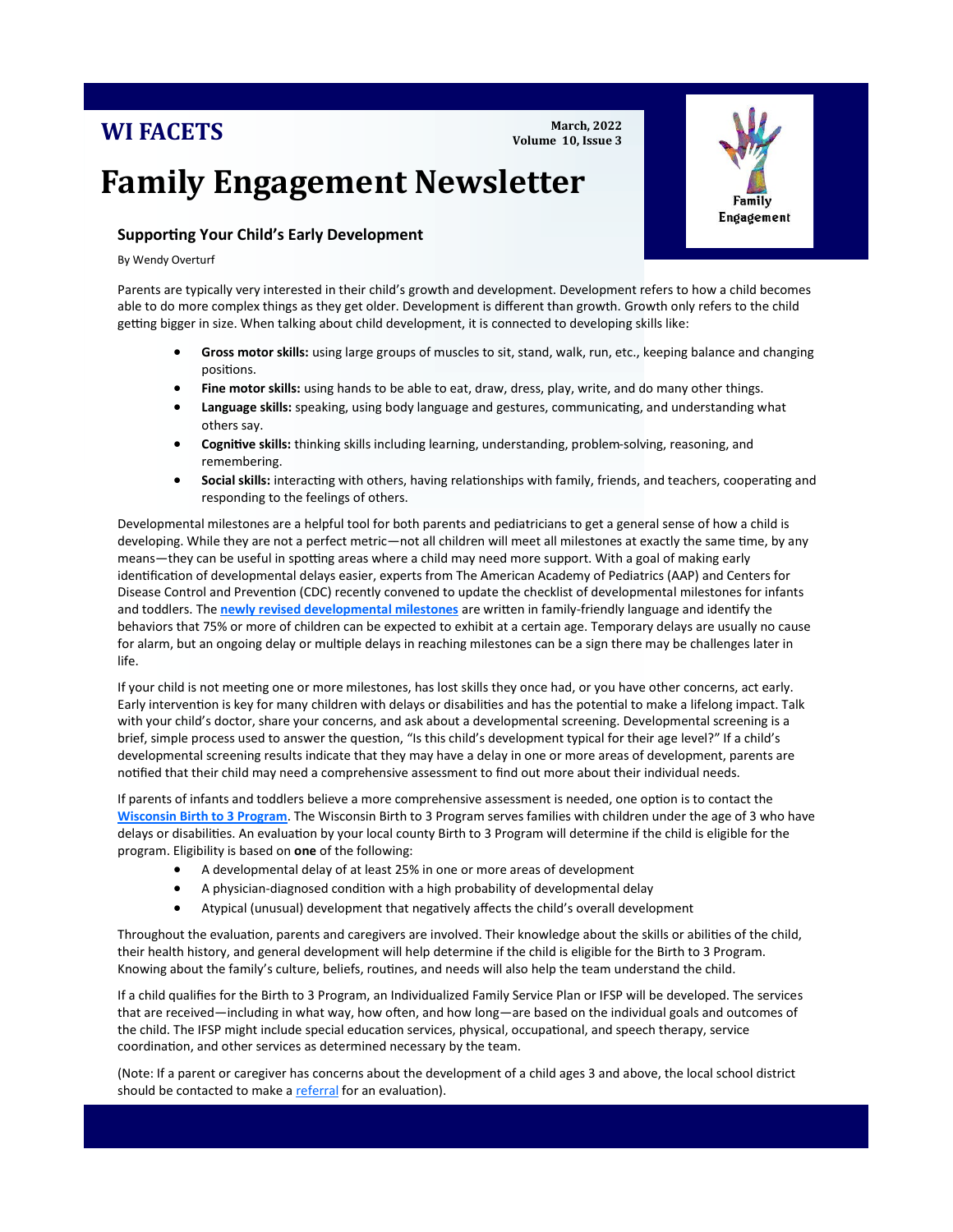WI FACETS

March, 2022
Volume 10, Issue 3

# Family Engagement Newsletter

Family Engagement

## Supporting Your Child's Early Development

By Wendy Overturf

Parents are typically very interested in their child's growth and development. Development refers to how a child becomes able to do more complex things as they get older. Development is different than growth. Growth only refers to the child getting bigger in size. When talking about child development, it is connected to developing skills like:

- **Gross motor skills:** using large groups of muscles to sit, stand, walk, run, etc., keeping balance and changing positions.
- **Fine motor skills:** using hands to be able to eat, draw, dress, play, write, and do many other things.
- **Language skills:** speaking, using body language and gestures, communicating, and understanding what others say.
- **Cognitive skills:** thinking skills including learning, understanding, problem-solving, reasoning, and remembering.
- **Social skills:** interacting with others, having relationships with family, friends, and teachers, cooperating and responding to the feelings of others.

Developmental milestones are a helpful tool for both parents and pediatricians to get a general sense of how a child is developing. While they are not a perfect metric—not all children will meet all milestones at exactly the same time, by any means—they can be useful in spotting areas where a child may need more support. With a goal of making early identification of developmental delays easier, experts from The American Academy of Pediatrics (AAP) and Centers for Disease Control and Prevention (CDC) recently convened to update the checklist of developmental milestones for infants and toddlers. The **newly revised developmental milestones** are written in family-friendly language and identify the behaviors that 75% or more of children can be expected to exhibit at a certain age. Temporary delays are usually no cause for alarm, but an ongoing delay or multiple delays in reaching milestones can be a sign there may be challenges later in life.

If your child is not meeting one or more milestones, has lost skills they once had, or you have other concerns, act early. Early intervention is key for many children with delays or disabilities and has the potential to make a lifelong impact. Talk with your child's doctor, share your concerns, and ask about a developmental screening. Developmental screening is a brief, simple process used to answer the question, "Is this child's development typical for their age level?" If a child's developmental screening results indicate that they may have a delay in one or more areas of development, parents are notified that their child may need a comprehensive assessment to find out more about their individual needs.

If parents of infants and toddlers believe a more comprehensive assessment is needed, one option is to contact the **Wisconsin Birth to 3 Program**. The Wisconsin Birth to 3 Program serves families with children under the age of 3 who have delays or disabilities. An evaluation by your local county Birth to 3 Program will determine if the child is eligible for the program. Eligibility is based on **one** of the following:

- A developmental delay of at least 25% in one or more areas of development
- A physician-diagnosed condition with a high probability of developmental delay
- Atypical (unusual) development that negatively affects the child's overall development

Throughout the evaluation, parents and caregivers are involved. Their knowledge about the skills or abilities of the child, their health history, and general development will help determine if the child is eligible for the Birth to 3 Program. Knowing about the family's culture, beliefs, routines, and needs will also help the team understand the child.

If a child qualifies for the Birth to 3 Program, an Individualized Family Service Plan or IFSP will be developed. The services that are received—including in what way, how often, and how long—are based on the individual goals and outcomes of the child. The IFSP might include special education services, physical, occupational, and speech therapy, service coordination, and other services as determined necessary by the team.

(Note: If a parent or caregiver has concerns about the development of a child ages 3 and above, the local school district should be contacted to make a referral for an evaluation).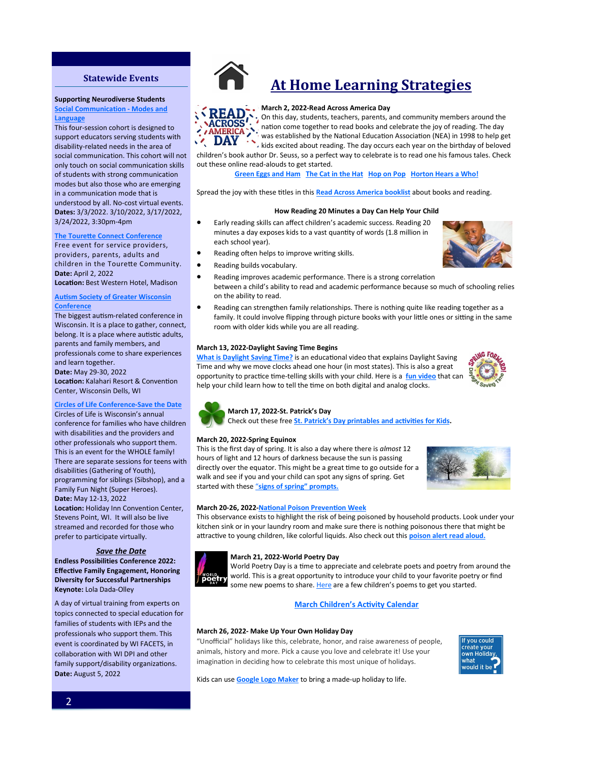## Statewide Events

**Supporting Neurodiverse Students**
**Social Communication - Modes and Language**

This four-session cohort is designed to support educators serving students with disability-related needs in the area of social communication. This cohort will not only touch on social communication skills of students with strong communication modes but also those who are emerging in a communication mode that is understood by all. No-cost virtual events.
**Dates:** 3/3/2022. 3/10/2022, 3/17/2022, 3/24/2022, 3:30pm-4pm

**The Tourette Connect Conference**

Free event for service providers, providers, parents, adults and children in the Tourette Community.
**Date:** April 2, 2022
**Location:** Best Western Hotel, Madison

**Autism Society of Greater Wisconsin Conference**

The biggest autism-related conference in Wisconsin. It is a place to gather, connect, belong. It is a place where autistic adults, parents and family members, and professionals come to share experiences and learn together.
**Date:** May 29-30, 2022
**Location:** Kalahari Resort & Convention Center, Wisconsin Dells, WI

**Circles of Life Conference-Save the Date**

Circles of Life is Wisconsin's annual conference for families who have children with disabilities and the providers and other professionals who support them. This is an event for the WHOLE family! There are separate sessions for teens with disabilities (Gathering of Youth), programming for siblings (Sibshop), and a Family Fun Night (Super Heroes).
**Date:** May 12-13, 2022
**Location:** Holiday Inn Convention Center, Stevens Point, WI. It will also be live streamed and recorded for those who prefer to participate virtually.

***Save the Date***

**Endless Possibilities Conference 2022: Effective Family Engagement, Honoring Diversity for Successful Partnerships**
**Keynote:** Lola Dada-Olley

A day of virtual training from experts on topics connected to special education for families of students with IEPs and the professionals who support them. This event is coordinated by WI FACETS, in collaboration with WI DPI and other family support/disability organizations.
**Date:** August 5, 2022

# At Home Learning Strategies

**March 2, 2022-Read Across America Day**

On this day, students, teachers, parents, and community members around the nation come together to read books and celebrate the joy of reading. The day was established by the National Education Association (NEA) in 1998 to help get kids excited about reading. The day occurs each year on the birthday of beloved children's book author Dr. Seuss, so a perfect way to celebrate is to read one his famous tales. Check out these online read-alouds to get started.

Green Eggs and Ham   The Cat in the Hat   Hop on Pop   Horton Hears a Who!

Spread the joy with these titles in this Read Across America booklist about books and reading.

**How Reading 20 Minutes a Day Can Help Your Child**

- Early reading skills can affect children's academic success. Reading 20 minutes a day exposes kids to a vast quantity of words (1.8 million in each school year).
- Reading often helps to improve writing skills.
- Reading builds vocabulary.
- Reading improves academic performance. There is a strong correlation between a child's ability to read and academic performance because so much of schooling relies on the ability to read.
- Reading can strengthen family relationships. There is nothing quite like reading together as a family. It could involve flipping through picture books with your little ones or sitting in the same room with older kids while you are all reading.

**March 13, 2022-Daylight Saving Time Begins**

What is Daylight Saving Time? is an educational video that explains Daylight Saving Time and why we move clocks ahead one hour (in most states). This is also a great opportunity to practice time-telling skills with your child. Here is a fun video that can help your child learn how to tell the time on both digital and analog clocks.

**March 17, 2022-St. Patrick's Day**

Check out these free **St. Patrick's Day printables and activities for Kids.**

**March 20, 2022-Spring Equinox**

This is the first day of spring. It is also a day where there is *almost* 12 hours of light and 12 hours of darkness because the sun is passing directly over the equator. This might be a great time to go outside for a walk and see if you and your child can spot any signs of spring. Get started with these "signs of spring" prompts.

**March 20-26, 2022-National Poison Prevention Week**

This observance exists to highlight the risk of being poisoned by household products. Look under your kitchen sink or in your laundry room and make sure there is nothing poisonous there that might be attractive to young children, like colorful liquids. Also check out this poison alert read aloud.

**March 21, 2022-World Poetry Day**

World Poetry Day is a time to appreciate and celebrate poets and poetry from around the world. This is a great opportunity to introduce your child to your favorite poetry or find some new poems to share. Here are a few children's poems to get you started.

**March Children's Activity Calendar**

**March 26, 2022- Make Up Your Own Holiday Day**

"Unofficial" holidays like this, celebrate, honor, and raise awareness of people, animals, history and more. Pick a cause you love and celebrate it! Use your imagination in deciding how to celebrate this most unique of holidays.

Kids can use Google Logo Maker to bring a made-up holiday to life.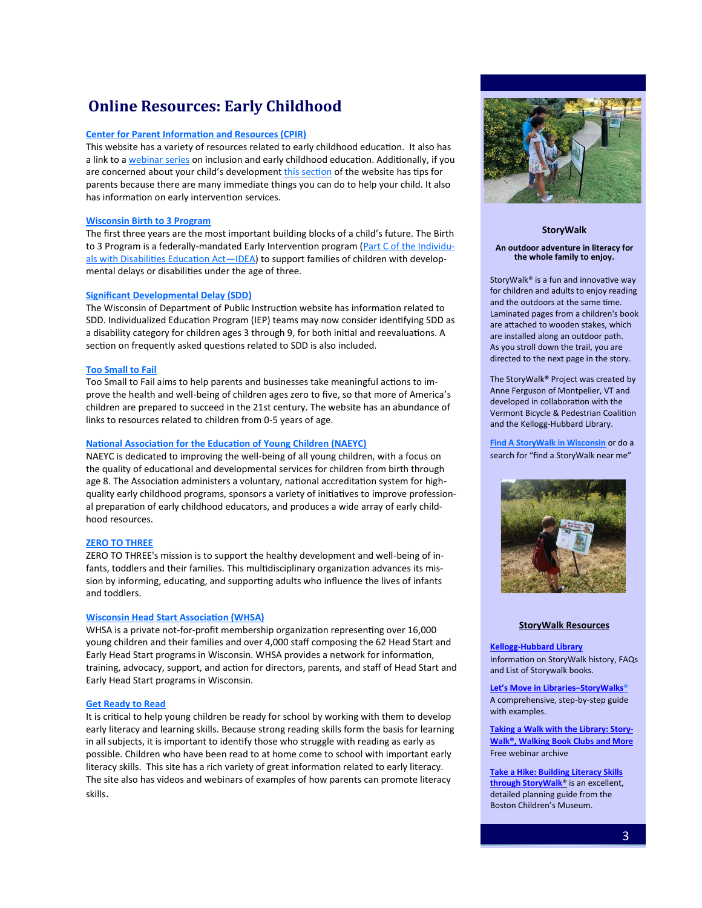# Online Resources: Early Childhood

**Center for Parent Information and Resources (CPIR)**

This website has a variety of resources related to early childhood education. It also has a link to a webinar series on inclusion and early childhood education. Additionally, if you are concerned about your child's development this section of the website has tips for parents because there are many immediate things you can do to help your child. It also has information on early intervention services.

**Wisconsin Birth to 3 Program**

The first three years are the most important building blocks of a child's future. The Birth to 3 Program is a federally-mandated Early Intervention program (Part C of the Individuals with Disabilities Education Act—IDEA) to support families of children with developmental delays or disabilities under the age of three.

**Significant Developmental Delay (SDD)**

The Wisconsin of Department of Public Instruction website has information related to SDD. Individualized Education Program (IEP) teams may now consider identifying SDD as a disability category for children ages 3 through 9, for both initial and reevaluations. A section on frequently asked questions related to SDD is also included.

**Too Small to Fail**

Too Small to Fail aims to help parents and businesses take meaningful actions to improve the health and well-being of children ages zero to five, so that more of America's children are prepared to succeed in the 21st century. The website has an abundance of links to resources related to children from 0-5 years of age.

**National Association for the Education of Young Children (NAEYC)**

NAEYC is dedicated to improving the well-being of all young children, with a focus on the quality of educational and developmental services for children from birth through age 8. The Association administers a voluntary, national accreditation system for high-quality early childhood programs, sponsors a variety of initiatives to improve professional preparation of early childhood educators, and produces a wide array of early childhood resources.

**ZERO TO THREE**

ZERO TO THREE's mission is to support the healthy development and well-being of infants, toddlers and their families. This multidisciplinary organization advances its mission by informing, educating, and supporting adults who influence the lives of infants and toddlers.

**Wisconsin Head Start Association (WHSA)**

WHSA is a private not-for-profit membership organization representing over 16,000 young children and their families and over 4,000 staff composing the 62 Head Start and Early Head Start programs in Wisconsin. WHSA provides a network for information, training, advocacy, support, and action for directors, parents, and staff of Head Start and Early Head Start programs in Wisconsin.

**Get Ready to Read**

It is critical to help young children be ready for school by working with them to develop early literacy and learning skills. Because strong reading skills form the basis for learning in all subjects, it is important to identify those who struggle with reading as early as possible. Children who have been read to at home come to school with important early literacy skills. This site has a rich variety of great information related to early literacy. The site also has videos and webinars of examples of how parents can promote literacy skills.

## StoryWalk

**An outdoor adventure in literacy for the whole family to enjoy.**

StoryWalk® is a fun and innovative way for children and adults to enjoy reading and the outdoors at the same time. Laminated pages from a children's book are attached to wooden stakes, which are installed along an outdoor path. As you stroll down the trail, you are directed to the next page in the story.

The StoryWalk® Project was created by Anne Ferguson of Montpelier, VT and developed in collaboration with the Vermont Bicycle & Pedestrian Coalition and the Kellogg-Hubbard Library.

**Find A StoryWalk in Wisconsin** or do a search for "find a StoryWalk near me"

### StoryWalk Resources

**Kellogg-Hubbard Library**
Information on StoryWalk history, FAQs and List of Storywalk books.

**Let's Move in Libraries–StoryWalks®**
A comprehensive, step-by-step guide with examples.

**Taking a Walk with the Library: StoryWalk®, Walking Book Clubs and More**
Free webinar archive

**Take a Hike: Building Literacy Skills through StoryWalk®** is an excellent, detailed planning guide from the Boston Children's Museum.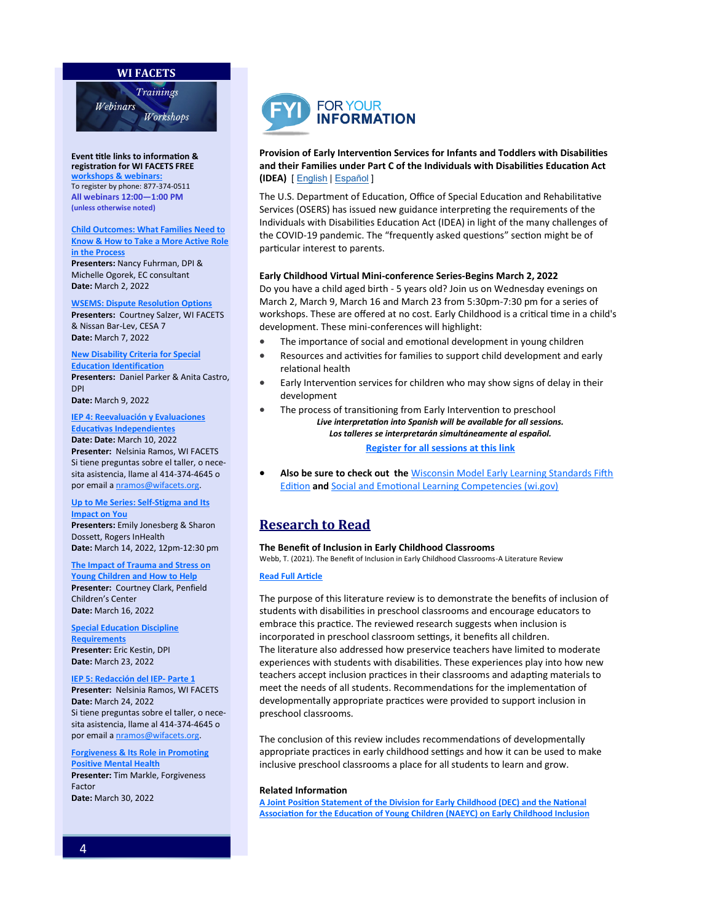## WI FACETS

Trainings
Webinars
Workshops

**Event title links to information & registration for WI FACETS FREE workshops & webinars:**
To register by phone: 877-374-0511
**All webinars 12:00—1:00 PM**
**(unless otherwise noted)**

**Child Outcomes: What Families Need to Know & How to Take a More Active Role in the Process**
**Presenters:** Nancy Fuhrman, DPI & Michelle Ogorek, EC consultant
**Date:** March 2, 2022

**WSEMS: Dispute Resolution Options**
**Presenters:** Courtney Salzer, WI FACETS & Nissan Bar-Lev, CESA 7
**Date:** March 7, 2022

**New Disability Criteria for Special Education Identification**
**Presenters:** Daniel Parker & Anita Castro, DPI
**Date:** March 9, 2022

**IEP 4: Reevaluación y Evaluaciones Educativas Independientes**
**Date: Date:** March 10, 2022
**Presenter:** Nelsinia Ramos, WI FACETS
Si tiene preguntas sobre el taller, o necesita asistencia, llame al 414-374-4645 o por email a nramos@wifacets.org.

**Up to Me Series: Self-Stigma and Its Impact on You**
**Presenters:** Emily Jonesberg & Sharon Dossett, Rogers InHealth
**Date:** March 14, 2022, 12pm-12:30 pm

**The Impact of Trauma and Stress on Young Children and How to Help**
**Presenter:** Courtney Clark, Penfield Children's Center
**Date:** March 16, 2022

**Special Education Discipline Requirements**
**Presenter:** Eric Kestin, DPI
**Date:** March 23, 2022

**IEP 5: Redacción del IEP- Parte 1**
**Presenter:** Nelsinia Ramos, WI FACETS
**Date:** March 24, 2022
Si tiene preguntas sobre el taller, o necesita asistencia, llame al 414-374-4645 o por email a nramos@wifacets.org.

**Forgiveness & Its Role in Promoting Positive Mental Health**
**Presenter:** Tim Markle, Forgiveness Factor
**Date:** March 30, 2022

## FYI FOR YOUR INFORMATION

**Provision of Early Intervention Services for Infants and Toddlers with Disabilities and their Families under Part C of the Individuals with Disabilities Education Act (IDEA)** [ English | Español ]

The U.S. Department of Education, Office of Special Education and Rehabilitative Services (OSERS) has issued new guidance interpreting the requirements of the Individuals with Disabilities Education Act (IDEA) in light of the many challenges of the COVID-19 pandemic. The "frequently asked questions" section might be of particular interest to parents.

**Early Childhood Virtual Mini-conference Series-Begins March 2, 2022**
Do you have a child aged birth - 5 years old? Join us on Wednesday evenings on March 2, March 9, March 16 and March 23 from 5:30pm-7:30 pm for a series of workshops. These are offered at no cost. Early Childhood is a critical time in a child's development. These mini-conferences will highlight:

- The importance of social and emotional development in young children
- Resources and activities for families to support child development and early relational health
- Early Intervention services for children who may show signs of delay in their development
- The process of transitioning from Early Intervention to preschool

***Live interpretation into Spanish will be available for all sessions.***
***Los talleres se interpretarán simultáneamente al español.***

**Register for all sessions at this link**

- **Also be sure to check out the** Wisconsin Model Early Learning Standards Fifth Edition **and** Social and Emotional Learning Competencies (wi.gov)

## Research to Read

**The Benefit of Inclusion in Early Childhood Classrooms**
Webb, T. (2021). The Benefit of Inclusion in Early Childhood Classrooms-A Literature Review

**Read Full Article**

The purpose of this literature review is to demonstrate the benefits of inclusion of students with disabilities in preschool classrooms and encourage educators to embrace this practice. The reviewed research suggests when inclusion is incorporated in preschool classroom settings, it benefits all children.
The literature also addressed how preservice teachers have limited to moderate experiences with students with disabilities. These experiences play into how new teachers accept inclusion practices in their classrooms and adapting materials to meet the needs of all students. Recommendations for the implementation of developmentally appropriate practices were provided to support inclusion in preschool classrooms.

The conclusion of this review includes recommendations of developmentally appropriate practices in early childhood settings and how it can be used to make inclusive preschool classrooms a place for all students to learn and grow.

**Related Information**
A Joint Position Statement of the Division for Early Childhood (DEC) and the National Association for the Education of Young Children (NAEYC) on Early Childhood Inclusion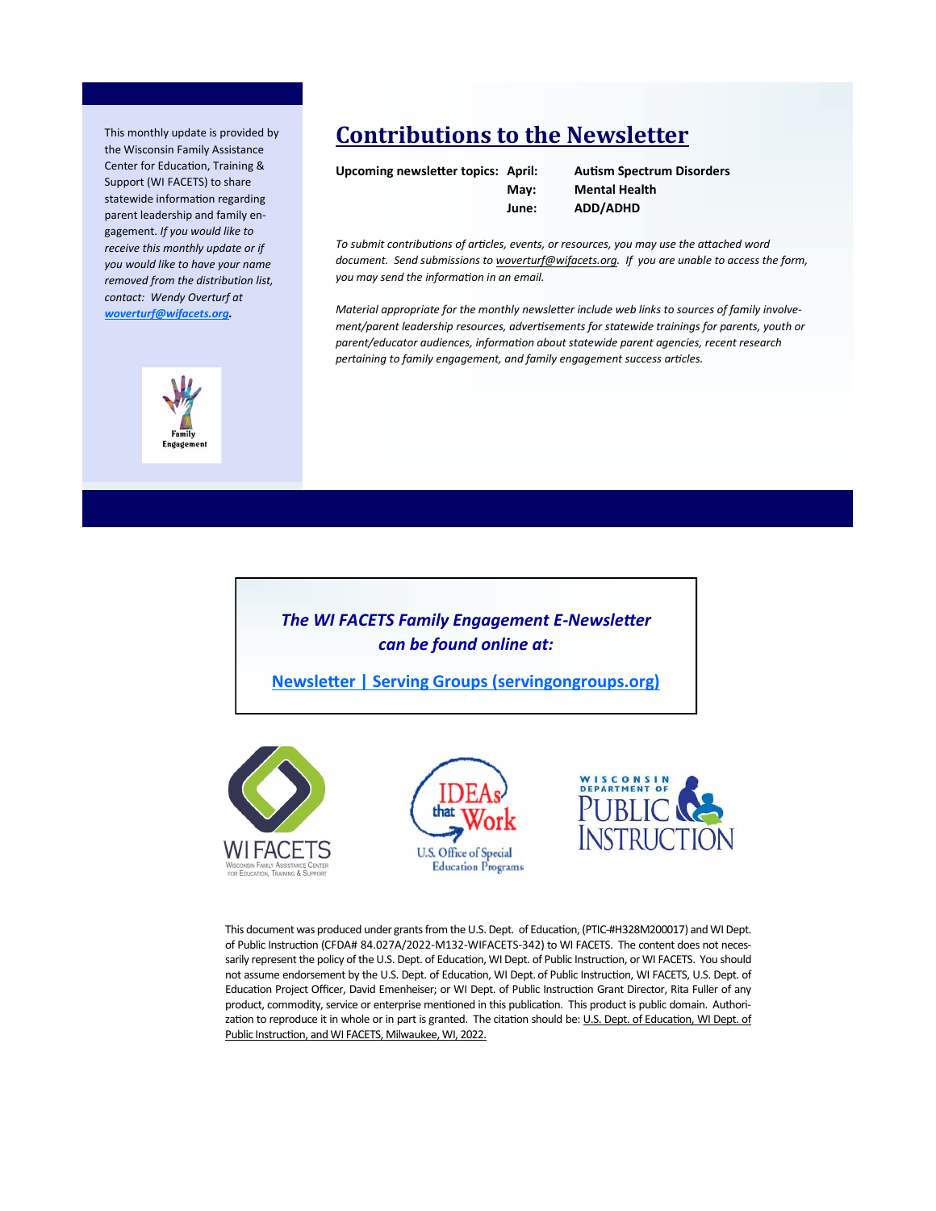This monthly update is provided by the Wisconsin Family Assistance Center for Education, Training & Support (WI FACETS) to share statewide information regarding parent leadership and family engagement. *If you would like to receive this monthly update or if you would like to have your name removed from the distribution list, contact: Wendy Overturf at* ***woverturf@wifacets.org.***

Family Engagement

## Contributions to the Newsletter

| | | |
|---|---|---|
| **Upcoming newsletter topics:** | **April:** | **Autism Spectrum Disorders** |
| | **May:** | **Mental Health** |
| | **June:** | **ADD/ADHD** |

*To submit contributions of articles, events, or resources, you may use the attached word document. Send submissions to woverturf@wifacets.org. If you are unable to access the form, you may send the information in an email.*

*Material appropriate for the monthly newsletter include web links to sources of family involvement/parent leadership resources, advertisements for statewide trainings for parents, youth or parent/educator audiences, information about statewide parent agencies, recent research pertaining to family engagement, and family engagement success articles.*

***The WI FACETS Family Engagement E-Newsletter can be found online at:***

**Newsletter | Serving Groups (servingongroups.org)**

WI FACETS — Wisconsin Family Assistance Center for Education, Training & Support

IDEAs that Work — U.S. Office of Special Education Programs

Wisconsin Department of Public Instruction

This document was produced under grants from the U.S. Dept. of Education, (PTIC-#H328M200017) and WI Dept. of Public Instruction (CFDA# 84.027A/2022-M132-WIFACETS-342) to WI FACETS. The content does not necessarily represent the policy of the U.S. Dept. of Education, WI Dept. of Public Instruction, or WI FACETS. You should not assume endorsement by the U.S. Dept. of Education, WI Dept. of Public Instruction, WI FACETS, U.S. Dept. of Education Project Officer, David Emenheiser; or WI Dept. of Public Instruction Grant Director, Rita Fuller of any product, commodity, service or enterprise mentioned in this publication. This product is public domain. Authorization to reproduce it in whole or in part is granted. The citation should be: U.S. Dept. of Education, WI Dept. of Public Instruction, and WI FACETS, Milwaukee, WI, 2022.